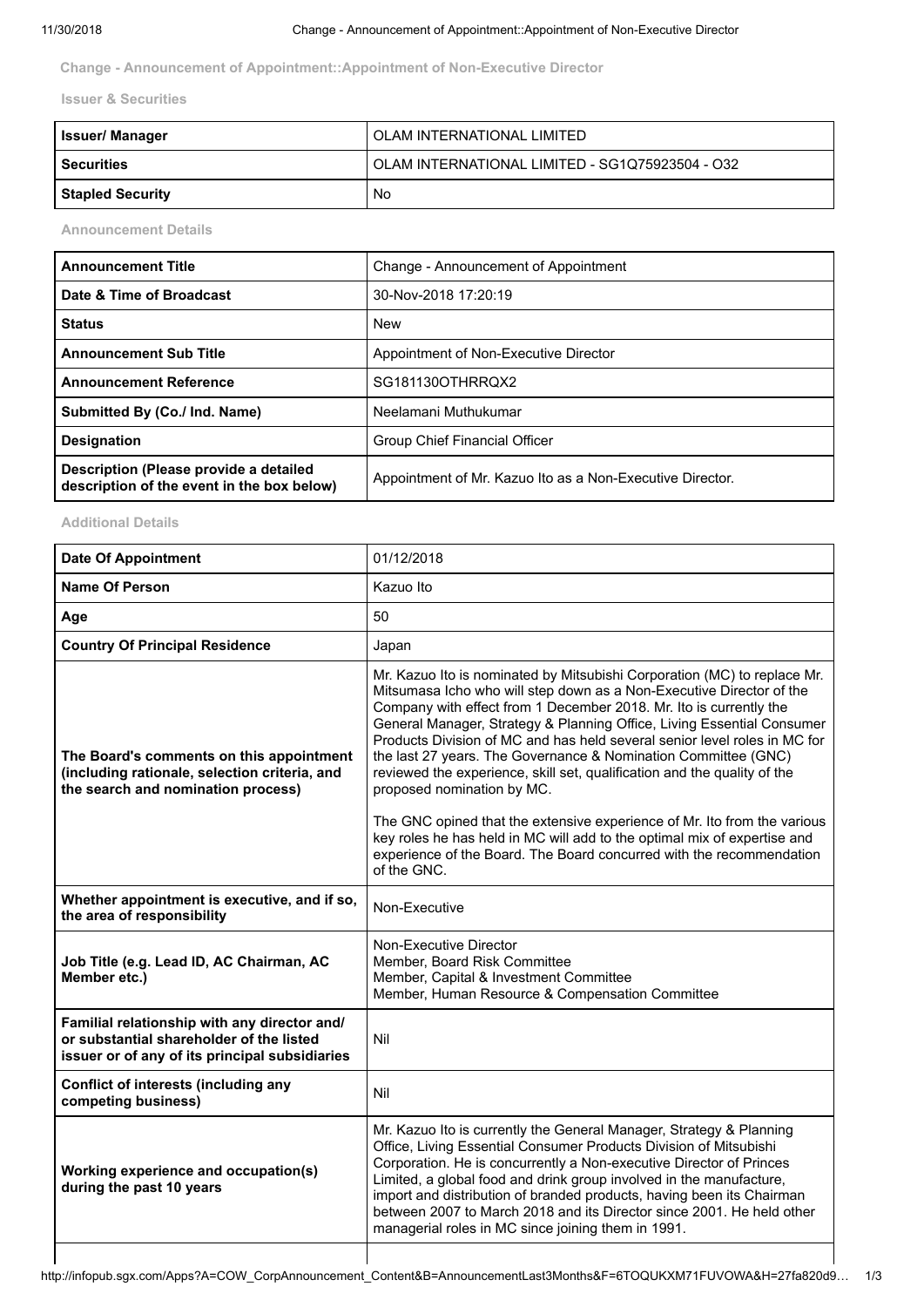## Change - Announcement of Appointment::Appointment of Non-Executive Director

### Issuer & Securities

| Issuer/ Manager | OLAM INTERNATIONAL LIMITED |
|---|---|
| Securities | OLAM INTERNATIONAL LIMITED - SG1Q75923504 - O32 |
| Stapled Security | No |

### Announcement Details

| Announcement Title | Change - Announcement of Appointment |
|---|---|
| Date & Time of Broadcast | 30-Nov-2018 17:20:19 |
| Status | New |
| Announcement Sub Title | Appointment of Non-Executive Director |
| Announcement Reference | SG181130OTHRRQX2 |
| Submitted By (Co./ Ind. Name) | Neelamani Muthukumar |
| Designation | Group Chief Financial Officer |
| Description (Please provide a detailed description of the event in the box below) | Appointment of Mr. Kazuo Ito as a Non-Executive Director. |

### Additional Details

| Date Of Appointment | 01/12/2018 |
|---|---|
| Name Of Person | Kazuo Ito |
| Age | 50 |
| Country Of Principal Residence | Japan |
| The Board's comments on this appointment (including rationale, selection criteria, and the search and nomination process) | Mr. Kazuo Ito is nominated by Mitsubishi Corporation (MC) to replace Mr. Mitsumasa Icho who will step down as a Non-Executive Director of the Company with effect from 1 December 2018. Mr. Ito is currently the General Manager, Strategy & Planning Office, Living Essential Consumer Products Division of MC and has held several senior level roles in MC for the last 27 years. The Governance & Nomination Committee (GNC) reviewed the experience, skill set, qualification and the quality of the proposed nomination by MC.<br><br>The GNC opined that the extensive experience of Mr. Ito from the various key roles he has held in MC will add to the optimal mix of expertise and experience of the Board. The Board concurred with the recommendation of the GNC. |
| Whether appointment is executive, and if so, the area of responsibility | Non-Executive |
| Job Title (e.g. Lead ID, AC Chairman, AC Member etc.) | Non-Executive Director<br>Member, Board Risk Committee<br>Member, Capital & Investment Committee<br>Member, Human Resource & Compensation Committee |
| Familial relationship with any director and/ or substantial shareholder of the listed issuer or of any of its principal subsidiaries | Nil |
| Conflict of interests (including any competing business) | Nil |
| Working experience and occupation(s) during the past 10 years | Mr. Kazuo Ito is currently the General Manager, Strategy & Planning Office, Living Essential Consumer Products Division of Mitsubishi Corporation. He is concurrently a Non-executive Director of Princes Limited, a global food and drink group involved in the manufacture, import and distribution of branded products, having been its Chairman between 2007 to March 2018 and its Director since 2001. He held other managerial roles in MC since joining them in 1991. |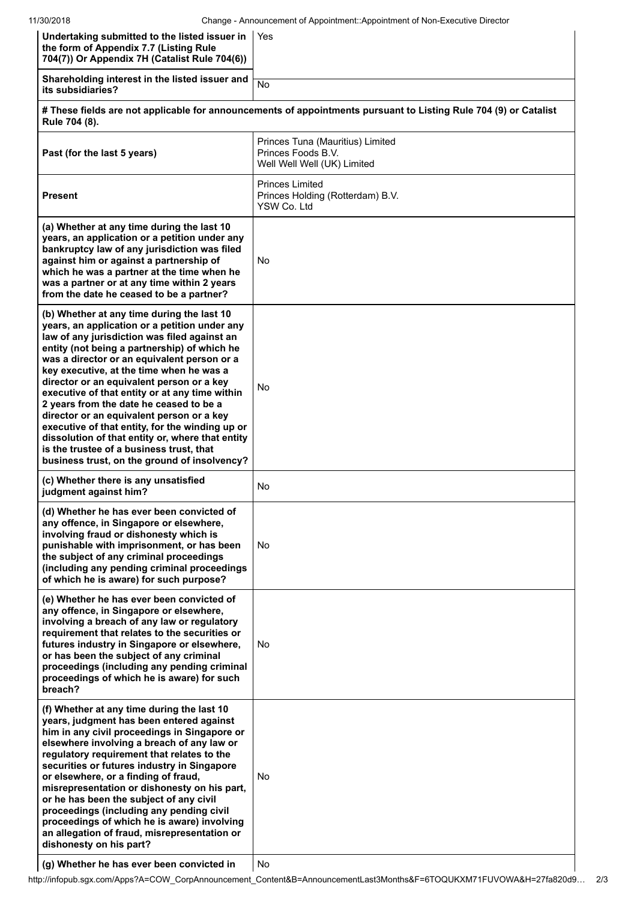| | |
|---|---|
| **Undertaking submitted to the listed issuer in the form of Appendix 7.7 (Listing Rule 704(7)) Or Appendix 7H (Catalist Rule 704(6))** | Yes |
| **Shareholding interest in the listed issuer and its subsidiaries?** | No |
| **# These fields are not applicable for announcements of appointments pursuant to Listing Rule 704 (9) or Catalist Rule 704 (8).** | |
| **Past (for the last 5 years)** | Princes Tuna (Mauritius) Limited<br>Princes Foods B.V.<br>Well Well Well (UK) Limited |
| **Present** | Princes Limited<br>Princes Holding (Rotterdam) B.V.<br>YSW Co. Ltd |
| **(a) Whether at any time during the last 10 years, an application or a petition under any bankruptcy law of any jurisdiction was filed against him or against a partnership of which he was a partner at the time when he was a partner or at any time within 2 years from the date he ceased to be a partner?** | No |
| **(b) Whether at any time during the last 10 years, an application or a petition under any law of any jurisdiction was filed against an entity (not being a partnership) of which he was a director or an equivalent person or a key executive, at the time when he was a director or an equivalent person or a key executive of that entity or at any time within 2 years from the date he ceased to be a director or an equivalent person or a key executive of that entity, for the winding up or dissolution of that entity or, where that entity is the trustee of a business trust, that business trust, on the ground of insolvency?** | No |
| **(c) Whether there is any unsatisfied judgment against him?** | No |
| **(d) Whether he has ever been convicted of any offence, in Singapore or elsewhere, involving fraud or dishonesty which is punishable with imprisonment, or has been the subject of any criminal proceedings (including any pending criminal proceedings of which he is aware) for such purpose?** | No |
| **(e) Whether he has ever been convicted of any offence, in Singapore or elsewhere, involving a breach of any law or regulatory requirement that relates to the securities or futures industry in Singapore or elsewhere, or has been the subject of any criminal proceedings (including any pending criminal proceedings of which he is aware) for such breach?** | No |
| **(f) Whether at any time during the last 10 years, judgment has been entered against him in any civil proceedings in Singapore or elsewhere involving a breach of any law or regulatory requirement that relates to the securities or futures industry in Singapore or elsewhere, or a finding of fraud, misrepresentation or dishonesty on his part, or he has been the subject of any civil proceedings (including any pending civil proceedings of which he is aware) involving an allegation of fraud, misrepresentation or dishonesty on his part?** | No |
| **(g) Whether he has ever been convicted in** | No |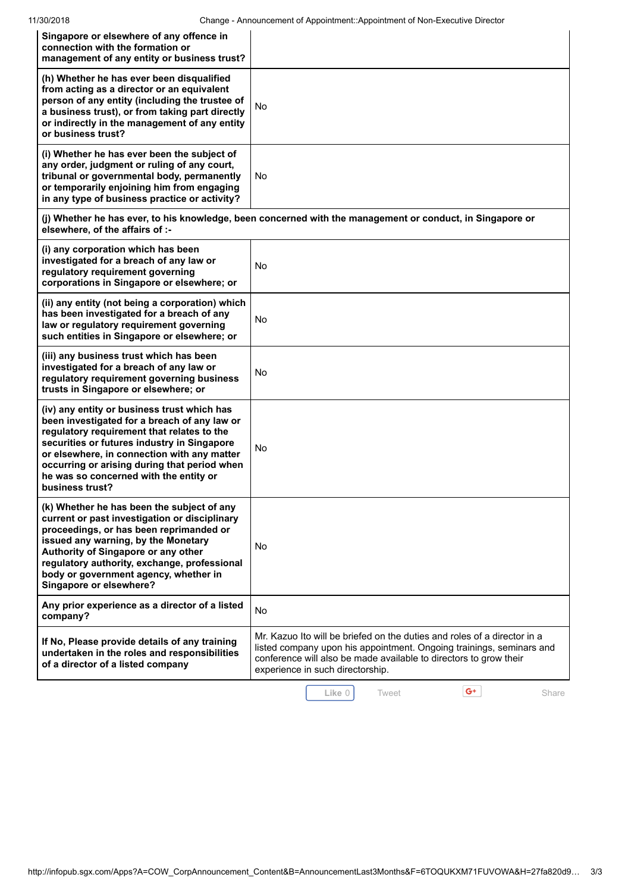| | |
|---|---|
| **Singapore or elsewhere of any offence in connection with the formation or management of any entity or business trust?** | |
| **(h) Whether he has ever been disqualified from acting as a director or an equivalent person of any entity (including the trustee of a business trust), or from taking part directly or indirectly in the management of any entity or business trust?** | No |
| **(i) Whether he has ever been the subject of any order, judgment or ruling of any court, tribunal or governmental body, permanently or temporarily enjoining him from engaging in any type of business practice or activity?** | No |
| **(j) Whether he has ever, to his knowledge, been concerned with the management or conduct, in Singapore or elsewhere, of the affairs of :-** | |
| **(i) any corporation which has been investigated for a breach of any law or regulatory requirement governing corporations in Singapore or elsewhere; or** | No |
| **(ii) any entity (not being a corporation) which has been investigated for a breach of any law or regulatory requirement governing such entities in Singapore or elsewhere; or** | No |
| **(iii) any business trust which has been investigated for a breach of any law or regulatory requirement governing business trusts in Singapore or elsewhere; or** | No |
| **(iv) any entity or business trust which has been investigated for a breach of any law or regulatory requirement that relates to the securities or futures industry in Singapore or elsewhere, in connection with any matter occurring or arising during that period when he was so concerned with the entity or business trust?** | No |
| **(k) Whether he has been the subject of any current or past investigation or disciplinary proceedings, or has been reprimanded or issued any warning, by the Monetary Authority of Singapore or any other regulatory authority, exchange, professional body or government agency, whether in Singapore or elsewhere?** | No |
| **Any prior experience as a director of a listed company?** | No |
| **If No, Please provide details of any training undertaken in the roles and responsibilities of a director of a listed company** | Mr. Kazuo Ito will be briefed on the duties and roles of a director in a listed company upon his appointment. Ongoing trainings, seminars and conference will also be made available to directors to grow their experience in such directorship. |